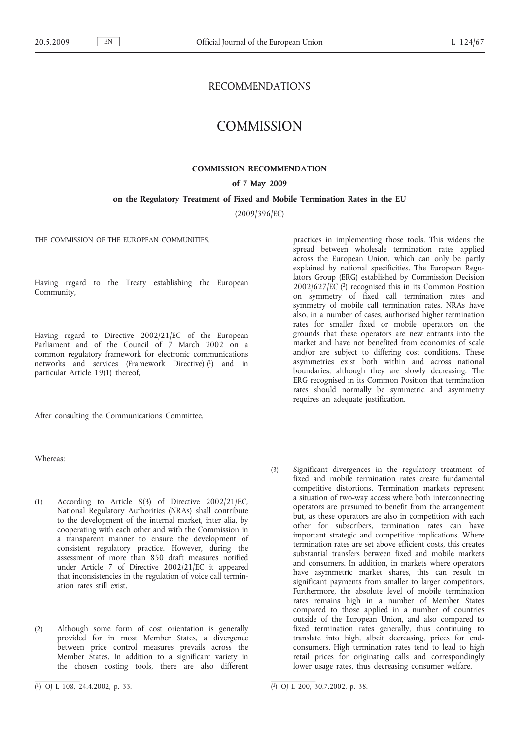# RECOMMENDATIONS

# COMMISSION

## COMMISSION RECOMMENDATION

### of 7 May 2009

### on the Regulatory Treatment of Fixed and Mobile Termination Rates in the EU

(2009/396/EC)

THE COMMISSION OF THE EUROPEAN COMMUNITIES,

Having regard to the Treaty establishing the European Community,

Having regard to Directive 2002/21/EC of the European Parliament and of the Council of 7 March 2002 on a common regulatory framework for electronic communications networks and services (Framework Directive) [1] and in particular Article 19(1) thereof,

After consulting the Communications Committee,

Whereas:

(1) According to Article 8(3) of Directive 2002/21/EC, National Regulatory Authorities (NRAs) shall contribute to the development of the internal market, inter alia, by cooperating with each other and with the Commission in a transparent manner to ensure the development of consistent regulatory practice. However, during the assessment of more than 850 draft measures notified under Article 7 of Directive 2002/21/EC it appeared that inconsistencies in the regulation of voice call termination rates still exist.

(2) Although some form of cost orientation is generally provided for in most Member States, a divergence between price control measures prevails across the Member States. In addition to a significant variety in the chosen costing tools, there are also different practices in implementing those tools. This widens the spread between wholesale termination rates applied across the European Union, which can only be partly explained by national specificities. The European Regulators Group (ERG) established by Commission Decision 2002/627/EC [2] recognised this in its Common Position on symmetry of fixed call termination rates and symmetry of mobile call termination rates. NRAs have also, in a number of cases, authorised higher termination rates for smaller fixed or mobile operators on the grounds that these operators are new entrants into the market and have not benefited from economies of scale and/or are subject to differing cost conditions. These asymmetries exist both within and across national boundaries, although they are slowly decreasing. The ERG recognised in its Common Position that termination rates should normally be symmetric and asymmetry requires an adequate justification.

(3) Significant divergences in the regulatory treatment of fixed and mobile termination rates create fundamental competitive distortions. Termination markets represent a situation of two-way access where both interconnecting operators are presumed to benefit from the arrangement but, as these operators are also in competition with each other for subscribers, termination rates can have important strategic and competitive implications. Where termination rates are set above efficient costs, this creates substantial transfers between fixed and mobile markets and consumers. In addition, in markets where operators have asymmetric market shares, this can result in significant payments from smaller to larger competitors. Furthermore, the absolute level of mobile termination rates remains high in a number of Member States compared to those applied in a number of countries outside of the European Union, and also compared to fixed termination rates generally, thus continuing to translate into high, albeit decreasing, prices for end-consumers. High termination rates tend to lead to high retail prices for originating calls and correspondingly lower usage rates, thus decreasing consumer welfare.

---

[1] OJ L 108, 24.4.2002, p. 33.

[2] OJ L 200, 30.7.2002, p. 38.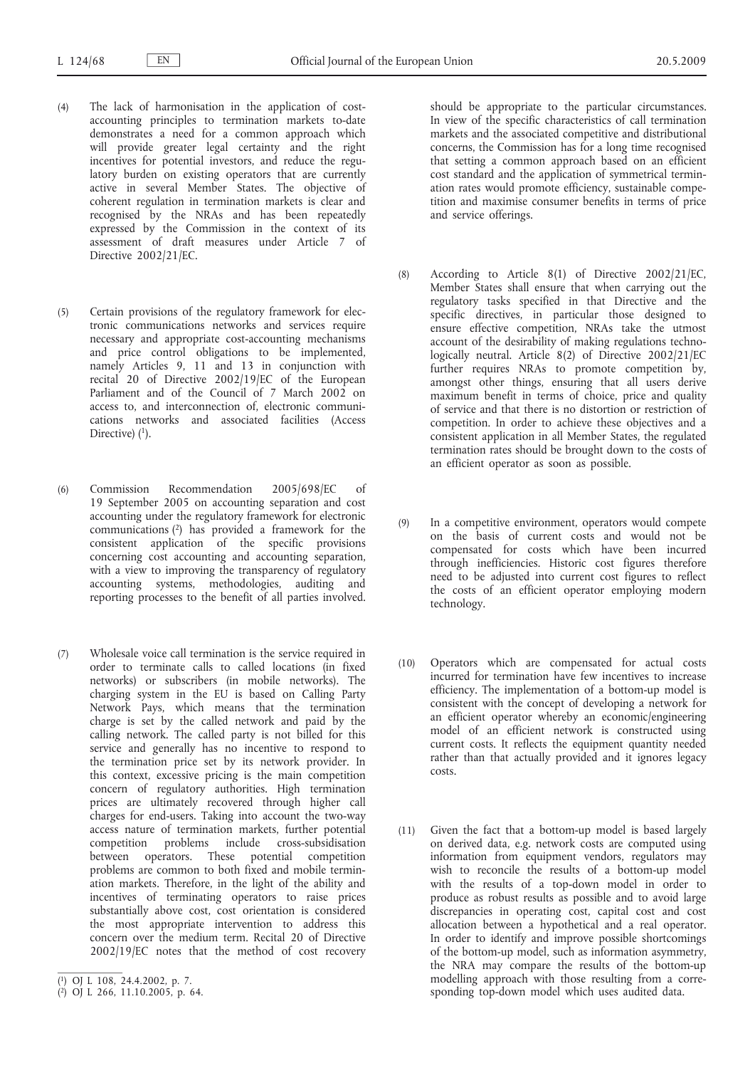(4) The lack of harmonisation in the application of cost-accounting principles to termination markets to-date demonstrates a need for a common approach which will provide greater legal certainty and the right incentives for potential investors, and reduce the regulatory burden on existing operators that are currently active in several Member States. The objective of coherent regulation in termination markets is clear and recognised by the NRAs and has been repeatedly expressed by the Commission in the context of its assessment of draft measures under Article 7 of Directive 2002/21/EC.

(5) Certain provisions of the regulatory framework for electronic communications networks and services require necessary and appropriate cost-accounting mechanisms and price control obligations to be implemented, namely Articles 9, 11 and 13 in conjunction with recital 20 of Directive 2002/19/EC of the European Parliament and of the Council of 7 March 2002 on access to, and interconnection of, electronic communications networks and associated facilities (Access Directive) [1].

(6) Commission Recommendation 2005/698/EC of 19 September 2005 on accounting separation and cost accounting under the regulatory framework for electronic communications [2] has provided a framework for the consistent application of the specific provisions concerning cost accounting and accounting separation, with a view to improving the transparency of regulatory accounting systems, methodologies, auditing and reporting processes to the benefit of all parties involved.

(7) Wholesale voice call termination is the service required in order to terminate calls to called locations (in fixed networks) or subscribers (in mobile networks). The charging system in the EU is based on Calling Party Network Pays, which means that the termination charge is set by the called network and paid by the calling network. The called party is not billed for this service and generally has no incentive to respond to the termination price set by its network provider. In this context, excessive pricing is the main competition concern of regulatory authorities. High termination prices are ultimately recovered through higher call charges for end-users. Taking into account the two-way access nature of termination markets, further potential competition problems include cross-subsidisation between operators. These potential competition problems are common to both fixed and mobile termination markets. Therefore, in the light of the ability and incentives of terminating operators to raise prices substantially above cost, cost orientation is considered the most appropriate intervention to address this concern over the medium term. Recital 20 of Directive 2002/19/EC notes that the method of cost recovery should be appropriate to the particular circumstances. In view of the specific characteristics of call termination markets and the associated competitive and distributional concerns, the Commission has for a long time recognised that setting a common approach based on an efficient cost standard and the application of symmetrical termination rates would promote efficiency, sustainable competition and maximise consumer benefits in terms of price and service offerings.

(8) According to Article 8(1) of Directive 2002/21/EC, Member States shall ensure that when carrying out the regulatory tasks specified in that Directive and the specific directives, in particular those designed to ensure effective competition, NRAs take the utmost account of the desirability of making regulations technologically neutral. Article 8(2) of Directive 2002/21/EC further requires NRAs to promote competition by, amongst other things, ensuring that all users derive maximum benefit in terms of choice, price and quality of service and that there is no distortion or restriction of competition. In order to achieve these objectives and a consistent application in all Member States, the regulated termination rates should be brought down to the costs of an efficient operator as soon as possible.

(9) In a competitive environment, operators would compete on the basis of current costs and would not be compensated for costs which have been incurred through inefficiencies. Historic cost figures therefore need to be adjusted into current cost figures to reflect the costs of an efficient operator employing modern technology.

(10) Operators which are compensated for actual costs incurred for termination have few incentives to increase efficiency. The implementation of a bottom-up model is consistent with the concept of developing a network for an efficient operator whereby an economic/engineering model of an efficient network is constructed using current costs. It reflects the equipment quantity needed rather than that actually provided and it ignores legacy costs.

(11) Given the fact that a bottom-up model is based largely on derived data, e.g. network costs are computed using information from equipment vendors, regulators may wish to reconcile the results of a bottom-up model with the results of a top-down model in order to produce as robust results as possible and to avoid large discrepancies in operating cost, capital cost and cost allocation between a hypothetical and a real operator. In order to identify and improve possible shortcomings of the bottom-up model, such as information asymmetry, the NRA may compare the results of the bottom-up modelling approach with those resulting from a corresponding top-down model which uses audited data.

---

[1] OJ L 108, 24.4.2002, p. 7.

[2] OJ L 266, 11.10.2005, p. 64.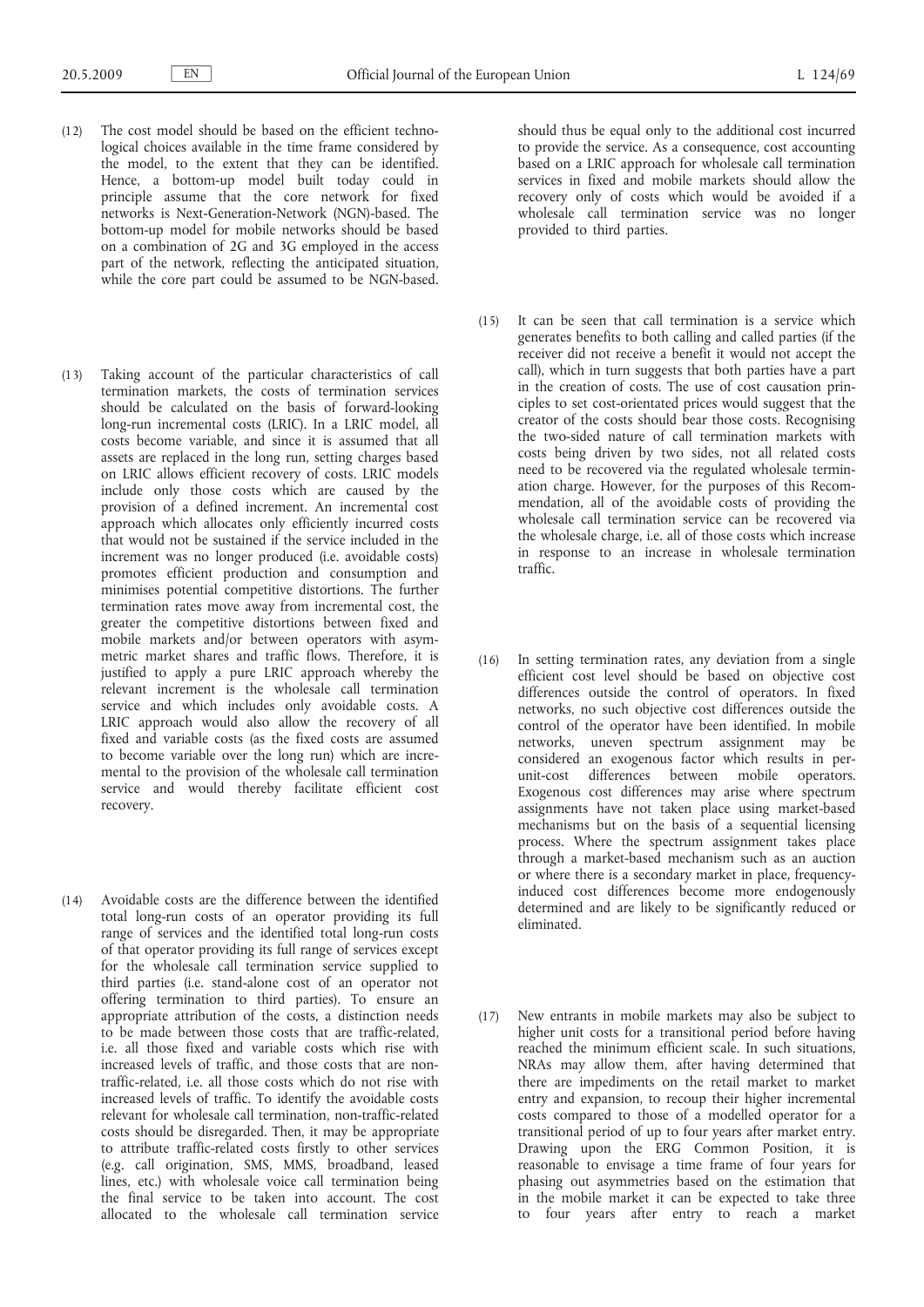(12) The cost model should be based on the efficient technological choices available in the time frame considered by the model, to the extent that they can be identified. Hence, a bottom-up model built today could in principle assume that the core network for fixed networks is Next-Generation-Network (NGN)-based. The bottom-up model for mobile networks should be based on a combination of 2G and 3G employed in the access part of the network, reflecting the anticipated situation, while the core part could be assumed to be NGN-based.

(13) Taking account of the particular characteristics of call termination markets, the costs of termination services should be calculated on the basis of forward-looking long-run incremental costs (LRIC). In a LRIC model, all costs become variable, and since it is assumed that all assets are replaced in the long run, setting charges based on LRIC allows efficient recovery of costs. LRIC models include only those costs which are caused by the provision of a defined increment. An incremental cost approach which allocates only efficiently incurred costs that would not be sustained if the service included in the increment was no longer produced (i.e. avoidable costs) promotes efficient production and consumption and minimises potential competitive distortions. The further termination rates move away from incremental cost, the greater the competitive distortions between fixed and mobile markets and/or between operators with asymmetric market shares and traffic flows. Therefore, it is justified to apply a pure LRIC approach whereby the relevant increment is the wholesale call termination service and which includes only avoidable costs. A LRIC approach would also allow the recovery of all fixed and variable costs (as the fixed costs are assumed to become variable over the long run) which are incremental to the provision of the wholesale call termination service and would thereby facilitate efficient cost recovery.

(14) Avoidable costs are the difference between the identified total long-run costs of an operator providing its full range of services and the identified total long-run costs of that operator providing its full range of services except for the wholesale call termination service supplied to third parties (i.e. stand-alone cost of an operator not offering termination to third parties). To ensure an appropriate attribution of the costs, a distinction needs to be made between those costs that are traffic-related, i.e. all those fixed and variable costs which rise with increased levels of traffic, and those costs that are non-traffic-related, i.e. all those costs which do not rise with increased levels of traffic. To identify the avoidable costs relevant for wholesale call termination, non-traffic-related costs should be disregarded. Then, it may be appropriate to attribute traffic-related costs firstly to other services (e.g. call origination, SMS, MMS, broadband, leased lines, etc.) with wholesale voice call termination being the final service to be taken into account. The cost allocated to the wholesale call termination service should thus be equal only to the additional cost incurred to provide the service. As a consequence, cost accounting based on a LRIC approach for wholesale call termination services in fixed and mobile markets should allow the recovery only of costs which would be avoided if a wholesale call termination service was no longer provided to third parties.

(15) It can be seen that call termination is a service which generates benefits to both calling and called parties (if the receiver did not receive a benefit it would not accept the call), which in turn suggests that both parties have a part in the creation of costs. The use of cost causation principles to set cost-orientated prices would suggest that the creator of the costs should bear those costs. Recognising the two-sided nature of call termination markets with costs being driven by two sides, not all related costs need to be recovered via the regulated wholesale termination charge. However, for the purposes of this Recommendation, all of the avoidable costs of providing the wholesale call termination service can be recovered via the wholesale charge, i.e. all of those costs which increase in response to an increase in wholesale termination traffic.

(16) In setting termination rates, any deviation from a single efficient cost level should be based on objective cost differences outside the control of operators. In fixed networks, no such objective cost differences outside the control of the operator have been identified. In mobile networks, uneven spectrum assignment may be considered an exogenous factor which results in per-unit-cost differences between mobile operators. Exogenous cost differences may arise where spectrum assignments have not taken place using market-based mechanisms but on the basis of a sequential licensing process. Where the spectrum assignment takes place through a market-based mechanism such as an auction or where there is a secondary market in place, frequency-induced cost differences become more endogenously determined and are likely to be significantly reduced or eliminated.

(17) New entrants in mobile markets may also be subject to higher unit costs for a transitional period before having reached the minimum efficient scale. In such situations, NRAs may allow them, after having determined that there are impediments on the retail market to market entry and expansion, to recoup their higher incremental costs compared to those of a modelled operator for a transitional period of up to four years after market entry. Drawing upon the ERG Common Position, it is reasonable to envisage a time frame of four years for phasing out asymmetries based on the estimation that in the mobile market it can be expected to take three to four years after entry to reach a market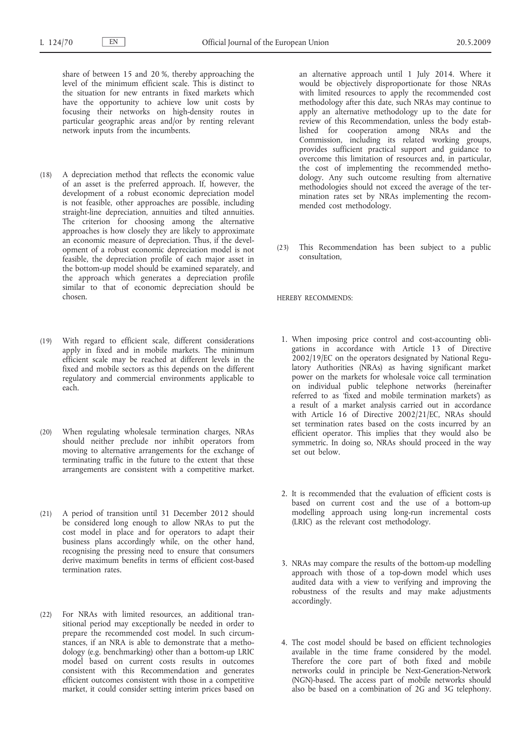share of between 15 and 20 %, thereby approaching the level of the minimum efficient scale. This is distinct to the situation for new entrants in fixed markets which have the opportunity to achieve low unit costs by focusing their networks on high-density routes in particular geographic areas and/or by renting relevant network inputs from the incumbents.

(18) A depreciation method that reflects the economic value of an asset is the preferred approach. If, however, the development of a robust economic depreciation model is not feasible, other approaches are possible, including straight-line depreciation, annuities and tilted annuities. The criterion for choosing among the alternative approaches is how closely they are likely to approximate an economic measure of depreciation. Thus, if the development of a robust economic depreciation model is not feasible, the depreciation profile of each major asset in the bottom-up model should be examined separately, and the approach which generates a depreciation profile similar to that of economic depreciation should be chosen.

(19) With regard to efficient scale, different considerations apply in fixed and in mobile markets. The minimum efficient scale may be reached at different levels in the fixed and mobile sectors as this depends on the different regulatory and commercial environments applicable to each.

(20) When regulating wholesale termination charges, NRAs should neither preclude nor inhibit operators from moving to alternative arrangements for the exchange of terminating traffic in the future to the extent that these arrangements are consistent with a competitive market.

(21) A period of transition until 31 December 2012 should be considered long enough to allow NRAs to put the cost model in place and for operators to adapt their business plans accordingly while, on the other hand, recognising the pressing need to ensure that consumers derive maximum benefits in terms of efficient cost-based termination rates.

(22) For NRAs with limited resources, an additional transitional period may exceptionally be needed in order to prepare the recommended cost model. In such circumstances, if an NRA is able to demonstrate that a methodology (e.g. benchmarking) other than a bottom-up LRIC model based on current costs results in outcomes consistent with this Recommendation and generates efficient outcomes consistent with those in a competitive market, it could consider setting interim prices based on an alternative approach until 1 July 2014. Where it would be objectively disproportionate for those NRAs with limited resources to apply the recommended cost methodology after this date, such NRAs may continue to apply an alternative methodology up to the date for review of this Recommendation, unless the body established for cooperation among NRAs and the Commission, including its related working groups, provides sufficient practical support and guidance to overcome this limitation of resources and, in particular, the cost of implementing the recommended methodology. Any such outcome resulting from alternative methodologies should not exceed the average of the termination rates set by NRAs implementing the recommended cost methodology.

(23) This Recommendation has been subject to a public consultation,

HEREBY RECOMMENDS:

1. When imposing price control and cost-accounting obligations in accordance with Article 13 of Directive 2002/19/EC on the operators designated by National Regulatory Authorities (NRAs) as having significant market power on the markets for wholesale voice call termination on individual public telephone networks (hereinafter referred to as 'fixed and mobile termination markets') as a result of a market analysis carried out in accordance with Article 16 of Directive 2002/21/EC, NRAs should set termination rates based on the costs incurred by an efficient operator. This implies that they would also be symmetric. In doing so, NRAs should proceed in the way set out below.

2. It is recommended that the evaluation of efficient costs is based on current cost and the use of a bottom-up modelling approach using long-run incremental costs (LRIC) as the relevant cost methodology.

3. NRAs may compare the results of the bottom-up modelling approach with those of a top-down model which uses audited data with a view to verifying and improving the robustness of the results and may make adjustments accordingly.

4. The cost model should be based on efficient technologies available in the time frame considered by the model. Therefore the core part of both fixed and mobile networks could in principle be Next-Generation-Network (NGN)-based. The access part of mobile networks should also be based on a combination of 2G and 3G telephony.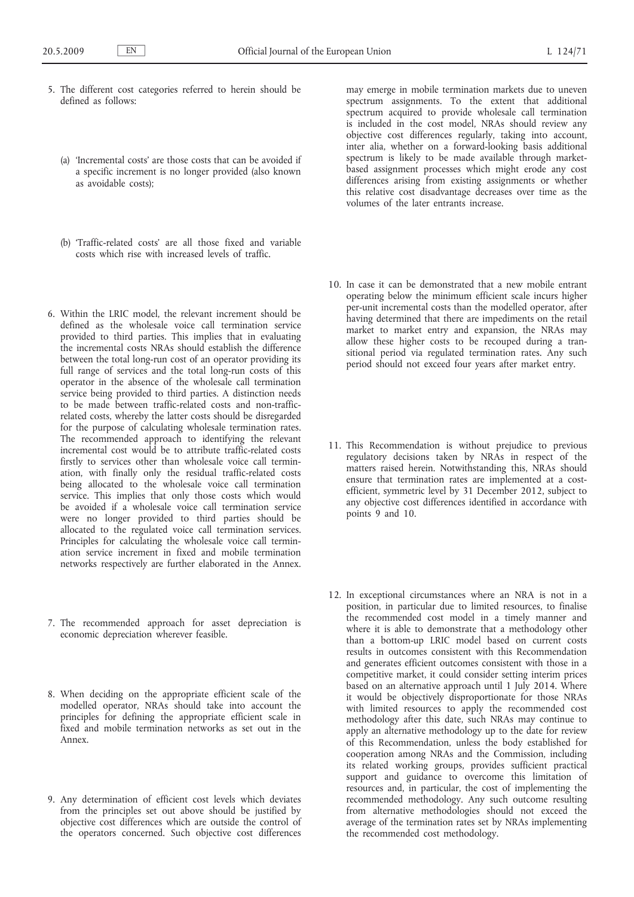5. The different cost categories referred to herein should be defined as follows:

   (a) 'Incremental costs' are those costs that can be avoided if a specific increment is no longer provided (also known as avoidable costs);

   (b) 'Traffic-related costs' are all those fixed and variable costs which rise with increased levels of traffic.

6. Within the LRIC model, the relevant increment should be defined as the wholesale voice call termination service provided to third parties. This implies that in evaluating the incremental costs NRAs should establish the difference between the total long-run cost of an operator providing its full range of services and the total long-run costs of this operator in the absence of the wholesale call termination service being provided to third parties. A distinction needs to be made between traffic-related costs and non-traffic-related costs, whereby the latter costs should be disregarded for the purpose of calculating wholesale termination rates. The recommended approach to identifying the relevant incremental cost would be to attribute traffic-related costs firstly to services other than wholesale voice call termination, with finally only the residual traffic-related costs being allocated to the wholesale voice call termination service. This implies that only those costs which would be avoided if a wholesale voice call termination service were no longer provided to third parties should be allocated to the regulated voice call termination services. Principles for calculating the wholesale voice call termination service increment in fixed and mobile termination networks respectively are further elaborated in the Annex.

7. The recommended approach for asset depreciation is economic depreciation wherever feasible.

8. When deciding on the appropriate efficient scale of the modelled operator, NRAs should take into account the principles for defining the appropriate efficient scale in fixed and mobile termination networks as set out in the Annex.

9. Any determination of efficient cost levels which deviates from the principles set out above should be justified by objective cost differences which are outside the control of the operators concerned. Such objective cost differences may emerge in mobile termination markets due to uneven spectrum assignments. To the extent that additional spectrum acquired to provide wholesale call termination is included in the cost model, NRAs should review any objective cost differences regularly, taking into account, inter alia, whether on a forward-looking basis additional spectrum is likely to be made available through market-based assignment processes which might erode any cost differences arising from existing assignments or whether this relative cost disadvantage decreases over time as the volumes of the later entrants increase.

10. In case it can be demonstrated that a new mobile entrant operating below the minimum efficient scale incurs higher per-unit incremental costs than the modelled operator, after having determined that there are impediments on the retail market to market entry and expansion, the NRAs may allow these higher costs to be recouped during a transitional period via regulated termination rates. Any such period should not exceed four years after market entry.

11. This Recommendation is without prejudice to previous regulatory decisions taken by NRAs in respect of the matters raised herein. Notwithstanding this, NRAs should ensure that termination rates are implemented at a cost-efficient, symmetric level by 31 December 2012, subject to any objective cost differences identified in accordance with points 9 and 10.

12. In exceptional circumstances where an NRA is not in a position, in particular due to limited resources, to finalise the recommended cost model in a timely manner and where it is able to demonstrate that a methodology other than a bottom-up LRIC model based on current costs results in outcomes consistent with this Recommendation and generates efficient outcomes consistent with those in a competitive market, it could consider setting interim prices based on an alternative approach until 1 July 2014. Where it would be objectively disproportionate for those NRAs with limited resources to apply the recommended cost methodology after this date, such NRAs may continue to apply an alternative methodology up to the date for review of this Recommendation, unless the body established for cooperation among NRAs and the Commission, including its related working groups, provides sufficient practical support and guidance to overcome this limitation of resources and, in particular, the cost of implementing the recommended methodology. Any such outcome resulting from alternative methodologies should not exceed the average of the termination rates set by NRAs implementing the recommended cost methodology.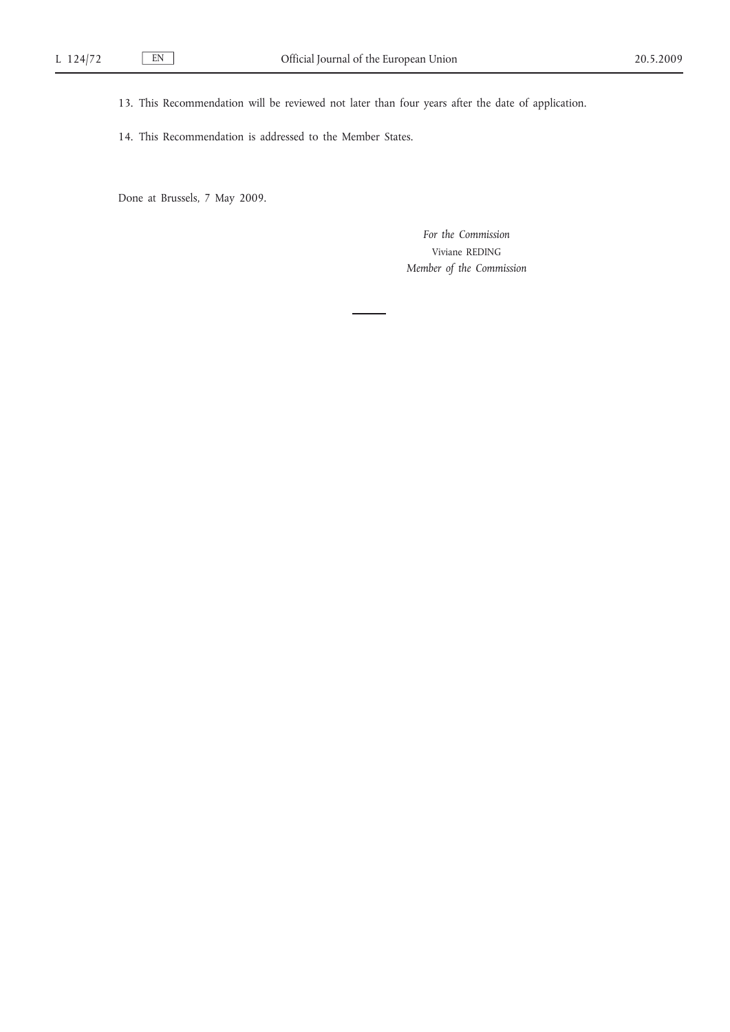13. This Recommendation will be reviewed not later than four years after the date of application.

14. This Recommendation is addressed to the Member States.

Done at Brussels, 7 May 2009.

*For the Commission*
Viviane REDING
*Member of the Commission*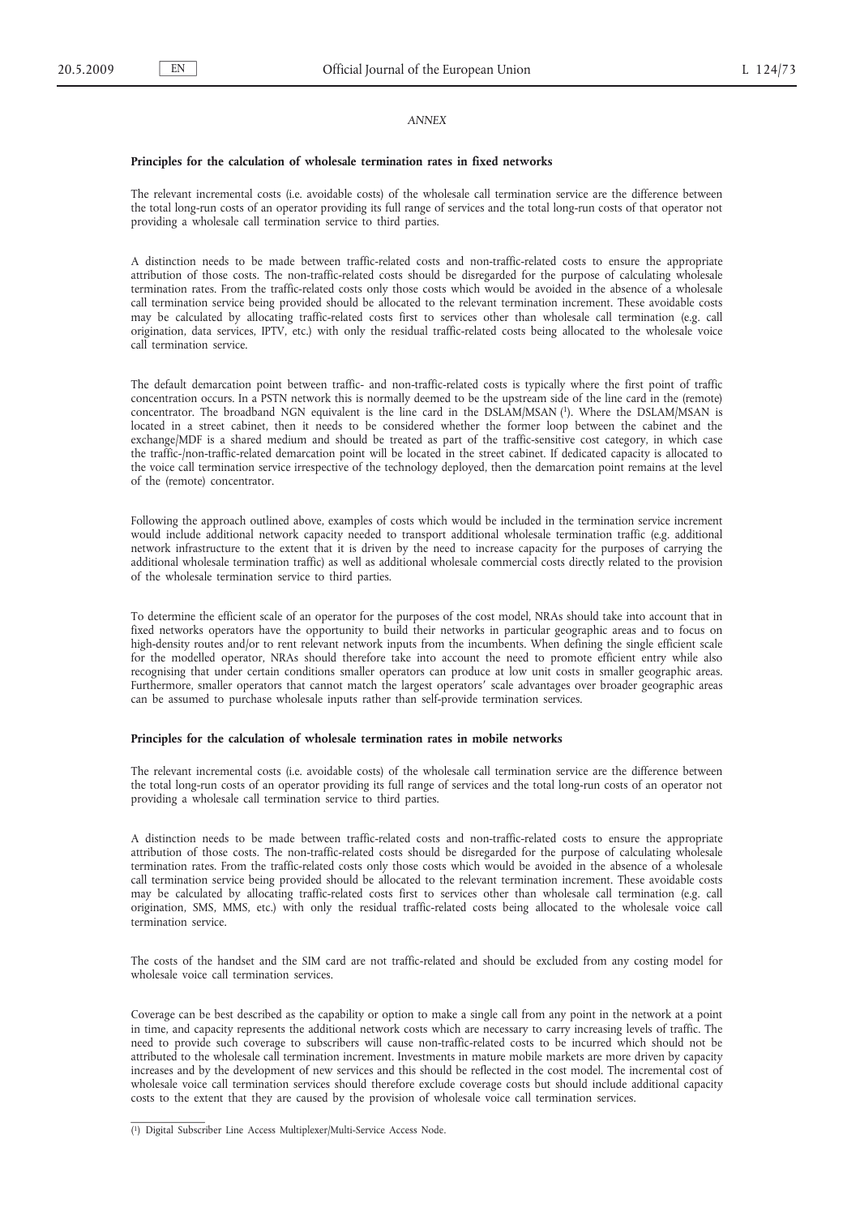*ANNEX*

**Principles for the calculation of wholesale termination rates in fixed networks**

The relevant incremental costs (i.e. avoidable costs) of the wholesale call termination service are the difference between the total long-run costs of an operator providing its full range of services and the total long-run costs of that operator not providing a wholesale call termination service to third parties.

A distinction needs to be made between traffic-related costs and non-traffic-related costs to ensure the appropriate attribution of those costs. The non-traffic-related costs should be disregarded for the purpose of calculating wholesale termination rates. From the traffic-related costs only those costs which would be avoided in the absence of a wholesale call termination service being provided should be allocated to the relevant termination increment. These avoidable costs may be calculated by allocating traffic-related costs first to services other than wholesale call termination (e.g. call origination, data services, IPTV, etc.) with only the residual traffic-related costs being allocated to the wholesale voice call termination service.

The default demarcation point between traffic- and non-traffic-related costs is typically where the first point of traffic concentration occurs. In a PSTN network this is normally deemed to be the upstream side of the line card in the (remote) concentrator. The broadband NGN equivalent is the line card in the DSLAM/MSAN [1]. Where the DSLAM/MSAN is located in a street cabinet, then it needs to be considered whether the former loop between the cabinet and the exchange/MDF is a shared medium and should be treated as part of the traffic-sensitive cost category, in which case the traffic-/non-traffic-related demarcation point will be located in the street cabinet. If dedicated capacity is allocated to the voice call termination service irrespective of the technology deployed, then the demarcation point remains at the level of the (remote) concentrator.

Following the approach outlined above, examples of costs which would be included in the termination service increment would include additional network capacity needed to transport additional wholesale termination traffic (e.g. additional network infrastructure to the extent that it is driven by the need to increase capacity for the purposes of carrying the additional wholesale termination traffic) as well as additional wholesale commercial costs directly related to the provision of the wholesale termination service to third parties.

To determine the efficient scale of an operator for the purposes of the cost model, NRAs should take into account that in fixed networks operators have the opportunity to build their networks in particular geographic areas and to focus on high-density routes and/or to rent relevant network inputs from the incumbents. When defining the single efficient scale for the modelled operator, NRAs should therefore take into account the need to promote efficient entry while also recognising that under certain conditions smaller operators can produce at low unit costs in smaller geographic areas. Furthermore, smaller operators that cannot match the largest operators' scale advantages over broader geographic areas can be assumed to purchase wholesale inputs rather than self-provide termination services.

**Principles for the calculation of wholesale termination rates in mobile networks**

The relevant incremental costs (i.e. avoidable costs) of the wholesale call termination service are the difference between the total long-run costs of an operator providing its full range of services and the total long-run costs of an operator not providing a wholesale call termination service to third parties.

A distinction needs to be made between traffic-related costs and non-traffic-related costs to ensure the appropriate attribution of those costs. The non-traffic-related costs should be disregarded for the purpose of calculating wholesale termination rates. From the traffic-related costs only those costs which would be avoided in the absence of a wholesale call termination service being provided should be allocated to the relevant termination increment. These avoidable costs may be calculated by allocating traffic-related costs first to services other than wholesale call termination (e.g. call origination, SMS, MMS, etc.) with only the residual traffic-related costs being allocated to the wholesale voice call termination service.

The costs of the handset and the SIM card are not traffic-related and should be excluded from any costing model for wholesale voice call termination services.

Coverage can be best described as the capability or option to make a single call from any point in the network at a point in time, and capacity represents the additional network costs which are necessary to carry increasing levels of traffic. The need to provide such coverage to subscribers will cause non-traffic-related costs to be incurred which should not be attributed to the wholesale call termination increment. Investments in mature mobile markets are more driven by capacity increases and by the development of new services and this should be reflected in the cost model. The incremental cost of wholesale voice call termination services should therefore exclude coverage costs but should include additional capacity costs to the extent that they are caused by the provision of wholesale voice call termination services.

---

[1] Digital Subscriber Line Access Multiplexer/Multi-Service Access Node.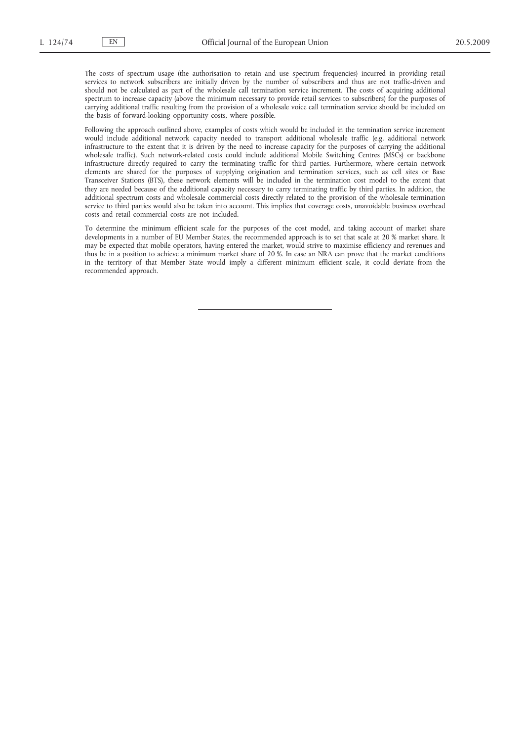The costs of spectrum usage (the authorisation to retain and use spectrum frequencies) incurred in providing retail services to network subscribers are initially driven by the number of subscribers and thus are not traffic-driven and should not be calculated as part of the wholesale call termination service increment. The costs of acquiring additional spectrum to increase capacity (above the minimum necessary to provide retail services to subscribers) for the purposes of carrying additional traffic resulting from the provision of a wholesale voice call termination service should be included on the basis of forward-looking opportunity costs, where possible.

Following the approach outlined above, examples of costs which would be included in the termination service increment would include additional network capacity needed to transport additional wholesale traffic (e.g. additional network infrastructure to the extent that it is driven by the need to increase capacity for the purposes of carrying the additional wholesale traffic). Such network-related costs could include additional Mobile Switching Centres (MSCs) or backbone infrastructure directly required to carry the terminating traffic for third parties. Furthermore, where certain network elements are shared for the purposes of supplying origination and termination services, such as cell sites or Base Transceiver Stations (BTS), these network elements will be included in the termination cost model to the extent that they are needed because of the additional capacity necessary to carry terminating traffic by third parties. In addition, the additional spectrum costs and wholesale commercial costs directly related to the provision of the wholesale termination service to third parties would also be taken into account. This implies that coverage costs, unavoidable business overhead costs and retail commercial costs are not included.

To determine the minimum efficient scale for the purposes of the cost model, and taking account of market share developments in a number of EU Member States, the recommended approach is to set that scale at 20 % market share. It may be expected that mobile operators, having entered the market, would strive to maximise efficiency and revenues and thus be in a position to achieve a minimum market share of 20 %. In case an NRA can prove that the market conditions in the territory of that Member State would imply a different minimum efficient scale, it could deviate from the recommended approach.